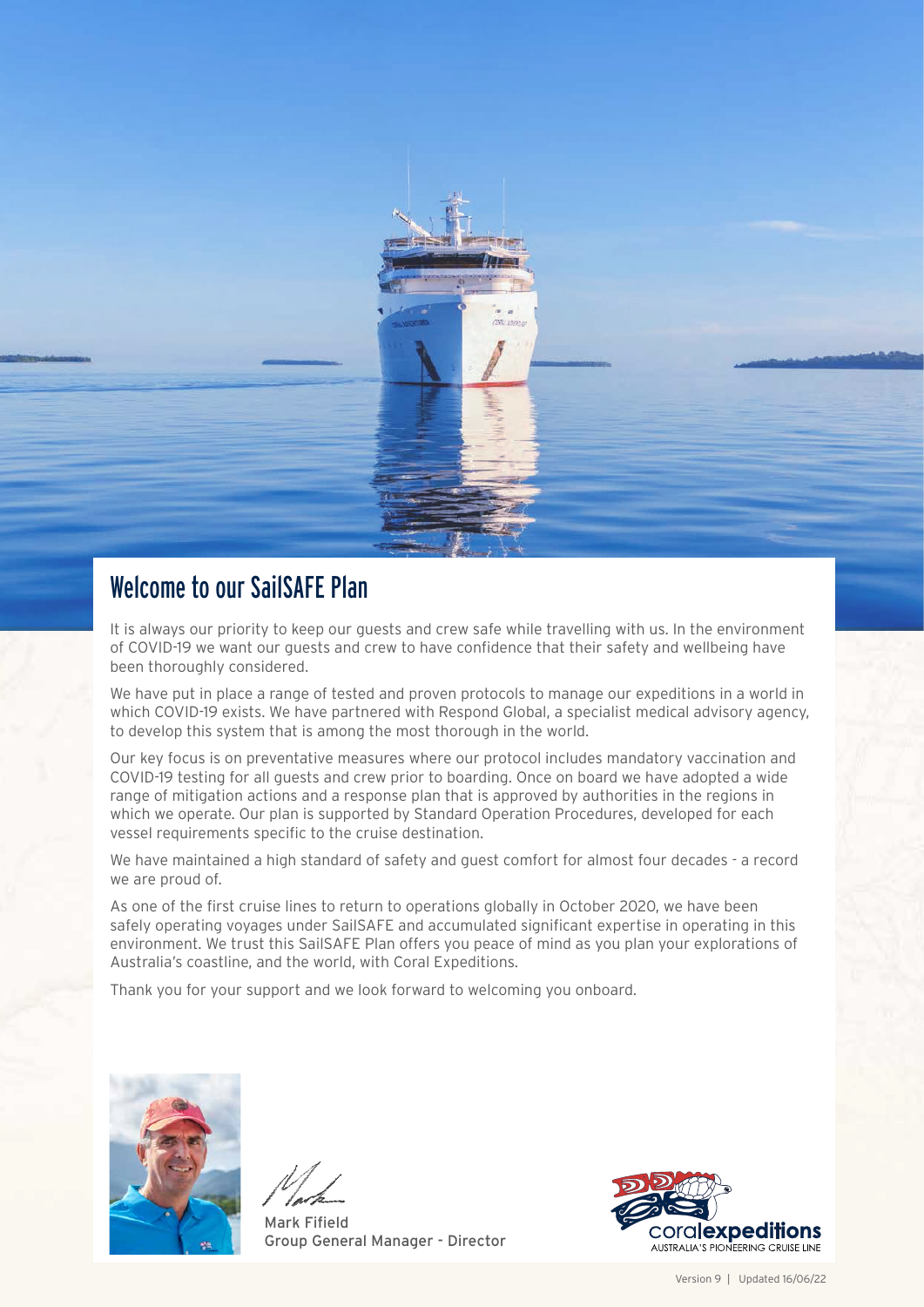# Welcome to our SailSAFE Plan

It is always our priority to keep our guests and crew safe while travelling with us. In the environment of COVID-19 we want our guests and crew to have confidence that their safety and wellbeing have been thoroughly considered.

We have put in place a range of tested and proven protocols to manage our expeditions in a world in which COVID-19 exists. We have partnered with Respond Global, a specialist medical advisory agency, to develop this system that is among the most thorough in the world.

Our key focus is on preventative measures where our protocol includes mandatory vaccination and COVID-19 testing for all guests and crew prior to boarding. Once on board we have adopted a wide range of mitigation actions and a response plan that is approved by authorities in the regions in which we operate. Our plan is supported by Standard Operation Procedures, developed for each vessel requirements specific to the cruise destination.

We have maintained a high standard of safety and guest comfort for almost four decades - a record we are proud of.

As one of the first cruise lines to return to operations globally in October 2020, we have been safely operating voyages under SailSAFE and accumulated significant expertise in operating in this environment. We trust this SailSAFE Plan offers you peace of mind as you plan your explorations of Australia's coastline, and the world, with Coral Expeditions.

Thank you for your support and we look forward to welcoming you onboard.

Mark Fifield
Group General Manager - Director

coral**expeditions**
AUSTRALIA'S PIONEERING CRUISE LINE

Version 9 | Updated 16/06/22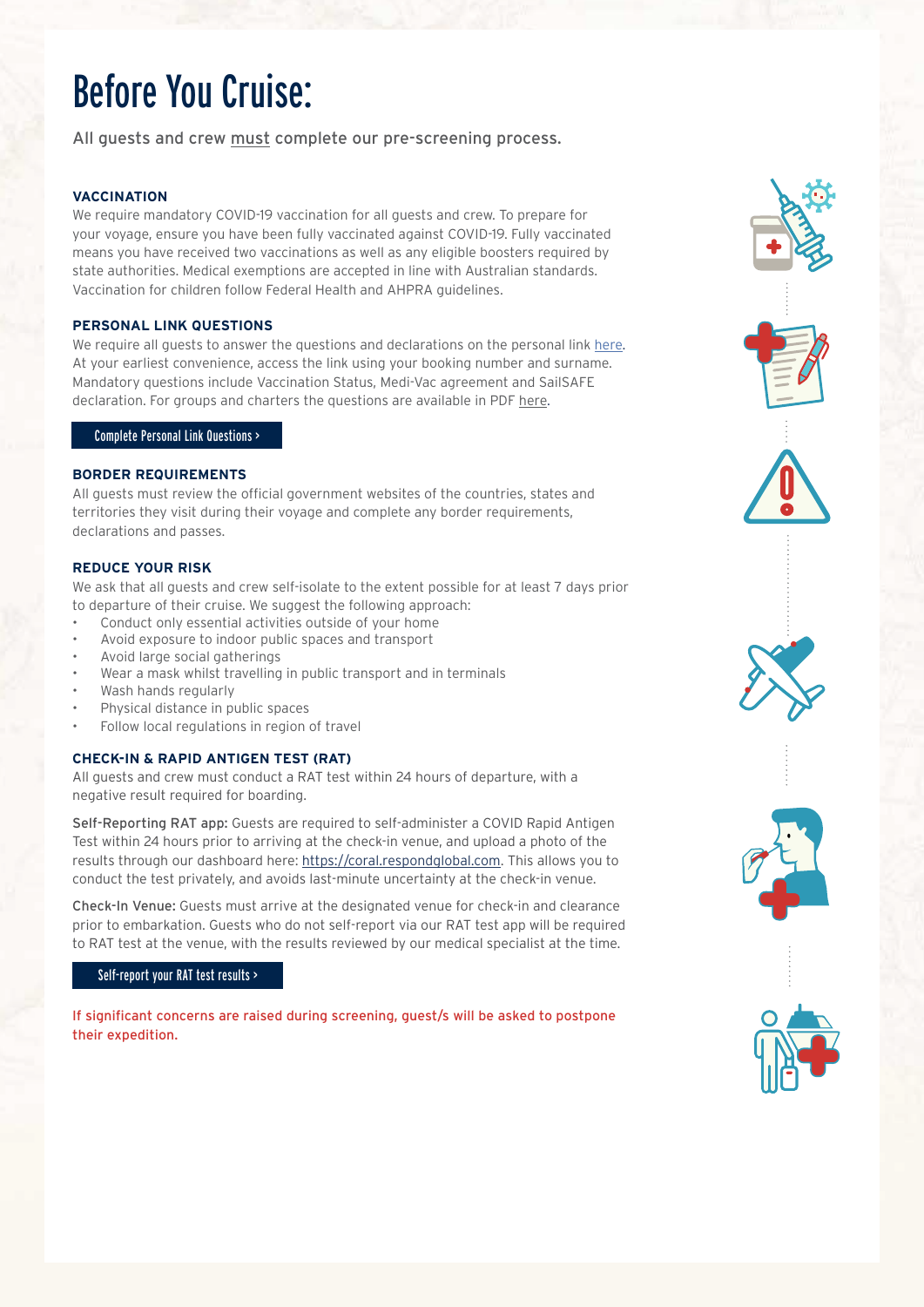# Before You Cruise:

All guests and crew must complete our pre-screening process.

### VACCINATION

We require mandatory COVID-19 vaccination for all guests and crew. To prepare for your voyage, ensure you have been fully vaccinated against COVID-19. Fully vaccinated means you have received two vaccinations as well as any eligible boosters required by state authorities. Medical exemptions are accepted in line with Australian standards. Vaccination for children follow Federal Health and AHPRA guidelines.

### PERSONAL LINK QUESTIONS

We require all guests to answer the questions and declarations on the personal link here. At your earliest convenience, access the link using your booking number and surname. Mandatory questions include Vaccination Status, Medi-Vac agreement and SailSAFE declaration. For groups and charters the questions are available in PDF here.

Complete Personal Link Questions >

### BORDER REQUIREMENTS

All guests must review the official government websites of the countries, states and territories they visit during their voyage and complete any border requirements, declarations and passes.

### REDUCE YOUR RISK

We ask that all guests and crew self-isolate to the extent possible for at least 7 days prior to departure of their cruise. We suggest the following approach:

- Conduct only essential activities outside of your home
- Avoid exposure to indoor public spaces and transport
- Avoid large social gatherings
- Wear a mask whilst travelling in public transport and in terminals
- Wash hands regularly
- Physical distance in public spaces
- Follow local regulations in region of travel

### CHECK-IN & RAPID ANTIGEN TEST (RAT)

All guests and crew must conduct a RAT test within 24 hours of departure, with a negative result required for boarding.

Self-Reporting RAT app: Guests are required to self-administer a COVID Rapid Antigen Test within 24 hours prior to arriving at the check-in venue, and upload a photo of the results through our dashboard here: https://coral.respondglobal.com. This allows you to conduct the test privately, and avoids last-minute uncertainty at the check-in venue.

Check-In Venue: Guests must arrive at the designated venue for check-in and clearance prior to embarkation. Guests who do not self-report via our RAT test app will be required to RAT test at the venue, with the results reviewed by our medical specialist at the time.

Self-report your RAT test results >

If significant concerns are raised during screening, guest/s will be asked to postpone their expedition.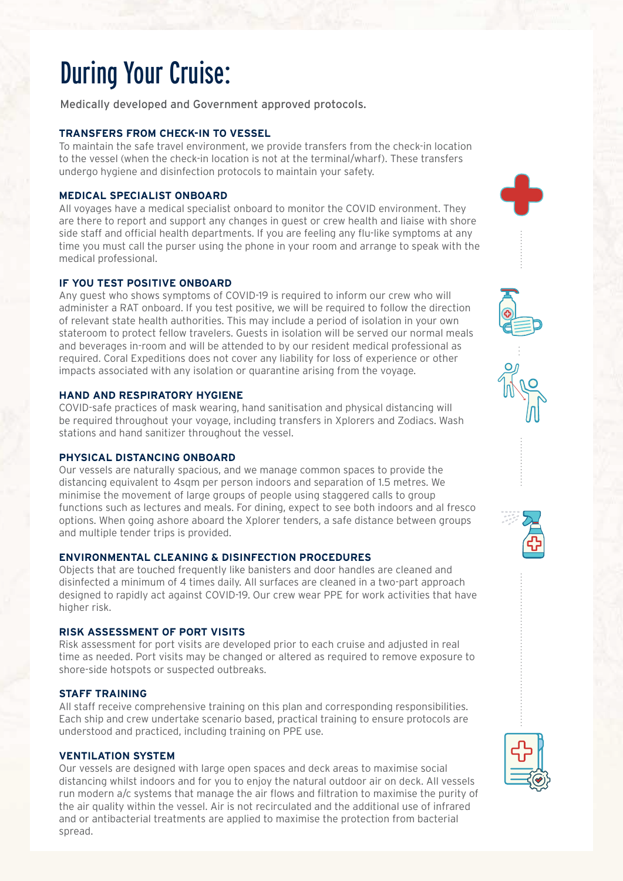# During Your Cruise:

Medically developed and Government approved protocols.

### TRANSFERS FROM CHECK-IN TO VESSEL

To maintain the safe travel environment, we provide transfers from the check-in location to the vessel (when the check-in location is not at the terminal/wharf). These transfers undergo hygiene and disinfection protocols to maintain your safety.

### MEDICAL SPECIALIST ONBOARD

All voyages have a medical specialist onboard to monitor the COVID environment. They are there to report and support any changes in guest or crew health and liaise with shore side staff and official health departments. If you are feeling any flu-like symptoms at any time you must call the purser using the phone in your room and arrange to speak with the medical professional.

### IF YOU TEST POSITIVE ONBOARD

Any guest who shows symptoms of COVID-19 is required to inform our crew who will administer a RAT onboard. If you test positive, we will be required to follow the direction of relevant state health authorities. This may include a period of isolation in your own stateroom to protect fellow travelers. Guests in isolation will be served our normal meals and beverages in-room and will be attended to by our resident medical professional as required. Coral Expeditions does not cover any liability for loss of experience or other impacts associated with any isolation or quarantine arising from the voyage.

### HAND AND RESPIRATORY HYGIENE

COVID-safe practices of mask wearing, hand sanitisation and physical distancing will be required throughout your voyage, including transfers in Xplorers and Zodiacs. Wash stations and hand sanitizer throughout the vessel.

### PHYSICAL DISTANCING ONBOARD

Our vessels are naturally spacious, and we manage common spaces to provide the distancing equivalent to 4sqm per person indoors and separation of 1.5 metres. We minimise the movement of large groups of people using staggered calls to group functions such as lectures and meals. For dining, expect to see both indoors and al fresco options. When going ashore aboard the Xplorer tenders, a safe distance between groups and multiple tender trips is provided.

### ENVIRONMENTAL CLEANING & DISINFECTION PROCEDURES

Objects that are touched frequently like banisters and door handles are cleaned and disinfected a minimum of 4 times daily. All surfaces are cleaned in a two-part approach designed to rapidly act against COVID-19. Our crew wear PPE for work activities that have higher risk.

### RISK ASSESSMENT OF PORT VISITS

Risk assessment for port visits are developed prior to each cruise and adjusted in real time as needed. Port visits may be changed or altered as required to remove exposure to shore-side hotspots or suspected outbreaks.

### STAFF TRAINING

All staff receive comprehensive training on this plan and corresponding responsibilities. Each ship and crew undertake scenario based, practical training to ensure protocols are understood and practiced, including training on PPE use.

### VENTILATION SYSTEM

Our vessels are designed with large open spaces and deck areas to maximise social distancing whilst indoors and for you to enjoy the natural outdoor air on deck. All vessels run modern a/c systems that manage the air flows and filtration to maximise the purity of the air quality within the vessel. Air is not recirculated and the additional use of infrared and or antibacterial treatments are applied to maximise the protection from bacterial spread.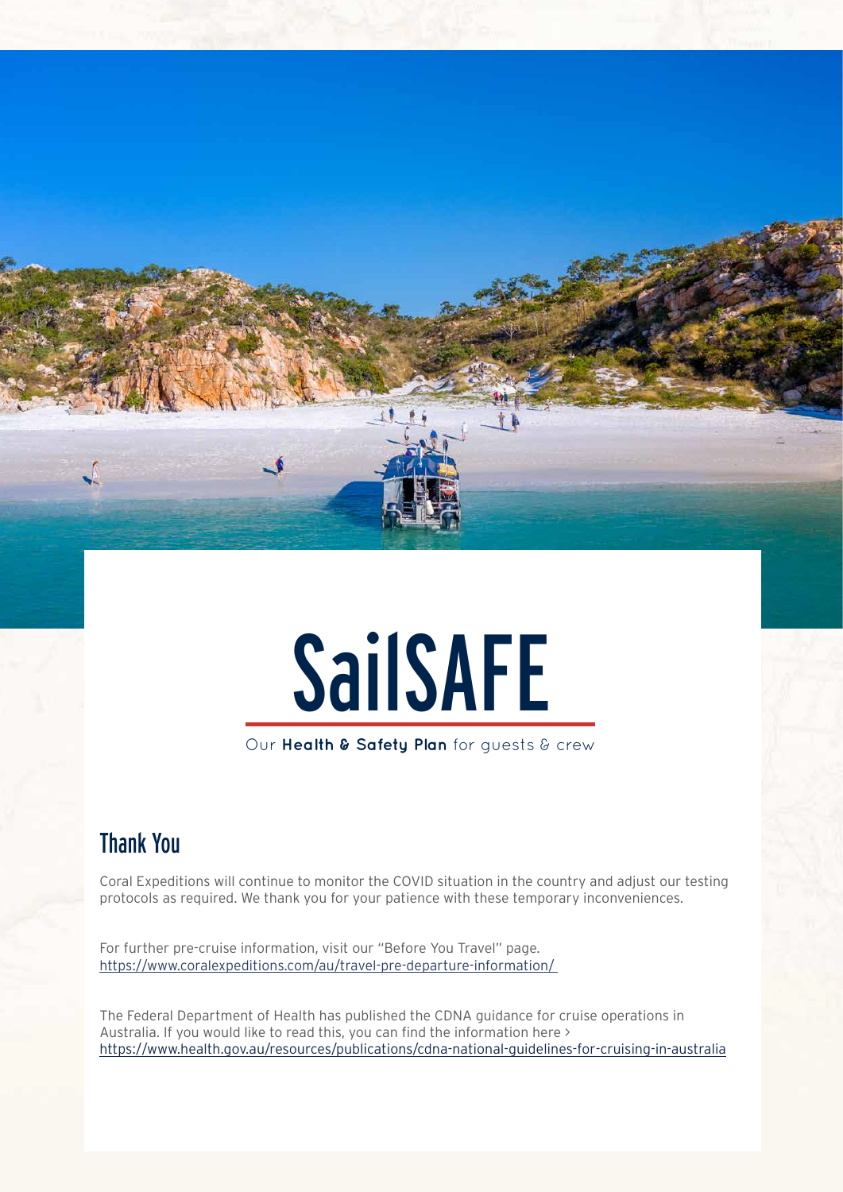# SailSAFE

Our **Health & Safety Plan** for guests & crew

## Thank You

Coral Expeditions will continue to monitor the COVID situation in the country and adjust our testing protocols as required. We thank you for your patience with these temporary inconveniences.

For further pre-cruise information, visit our "Before You Travel" page.
https://www.coralexpeditions.com/au/travel-pre-departure-information/

The Federal Department of Health has published the CDNA guidance for cruise operations in Australia. If you would like to read this, you can find the information here >
https://www.health.gov.au/resources/publications/cdna-national-guidelines-for-cruising-in-australia